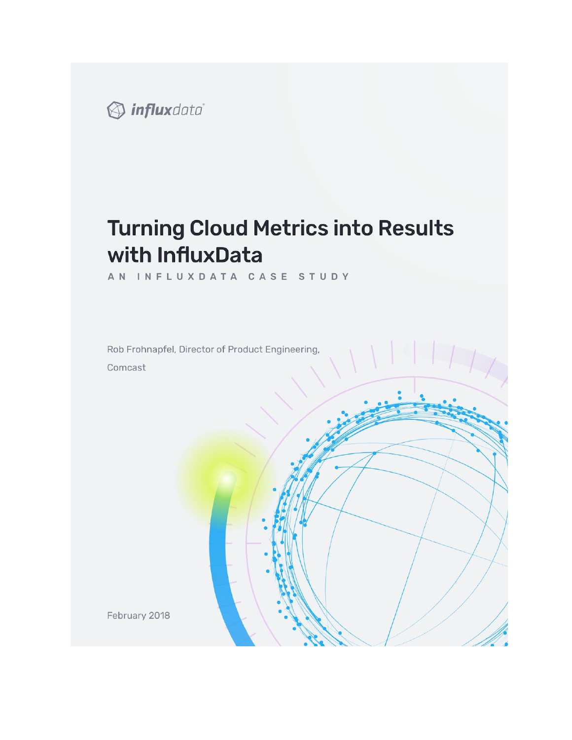influxdata

# Turning Cloud Metrics into Results with InfluxData

AN INFLUXDATA CASE STUDY

Rob Frohnapfel, Director of Product Engineering, Comcast

February 2018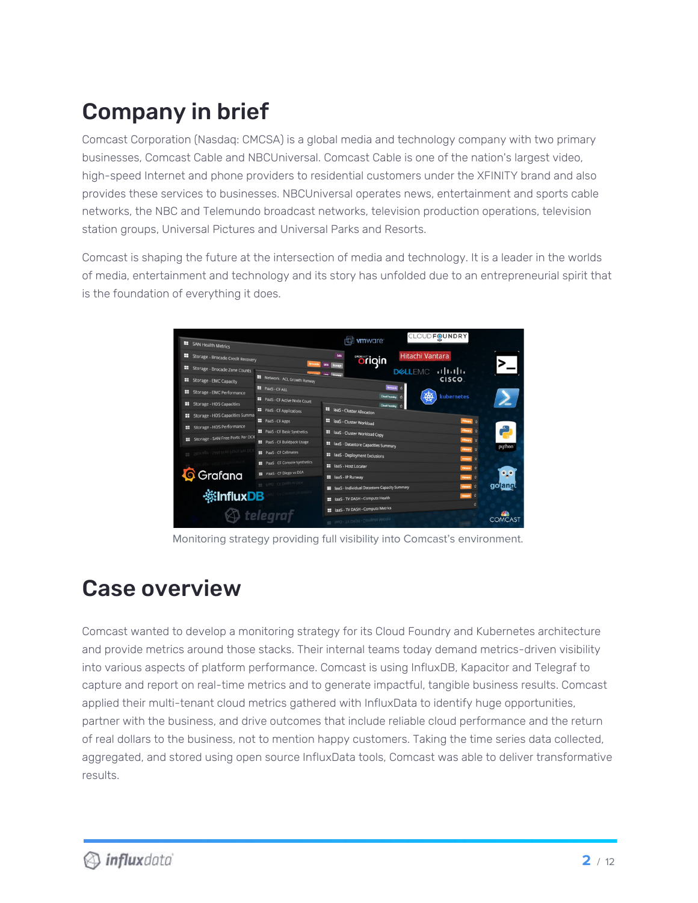# Company in brief

Comcast Corporation (Nasdaq: CMCSA) is a global media and technology company with two primary businesses, Comcast Cable and NBCUniversal. Comcast Cable is one of the nation's largest video, high-speed Internet and phone providers to residential customers under the XFINITY brand and also provides these services to businesses. NBCUniversal operates news, entertainment and sports cable networks, the NBC and Telemundo broadcast networks, television production operations, television station groups, Universal Pictures and Universal Parks and Resorts.

Comcast is shaping the future at the intersection of media and technology. It is a leader in the worlds of media, entertainment and technology and its story has unfolded due to an entrepreneurial spirit that is the foundation of everything it does.

Monitoring strategy providing full visibility into Comcast's environment.

# Case overview

Comcast wanted to develop a monitoring strategy for its Cloud Foundry and Kubernetes architecture and provide metrics around those stacks. Their internal teams today demand metrics-driven visibility into various aspects of platform performance. Comcast is using InfluxDB, Kapacitor and Telegraf to capture and report on real-time metrics and to generate impactful, tangible business results. Comcast applied their multi-tenant cloud metrics gathered with InfluxData to identify huge opportunities, partner with the business, and drive outcomes that include reliable cloud performance and the return of real dollars to the business, not to mention happy customers. Taking the time series data collected, aggregated, and stored using open source InfluxData tools, Comcast was able to deliver transformative results.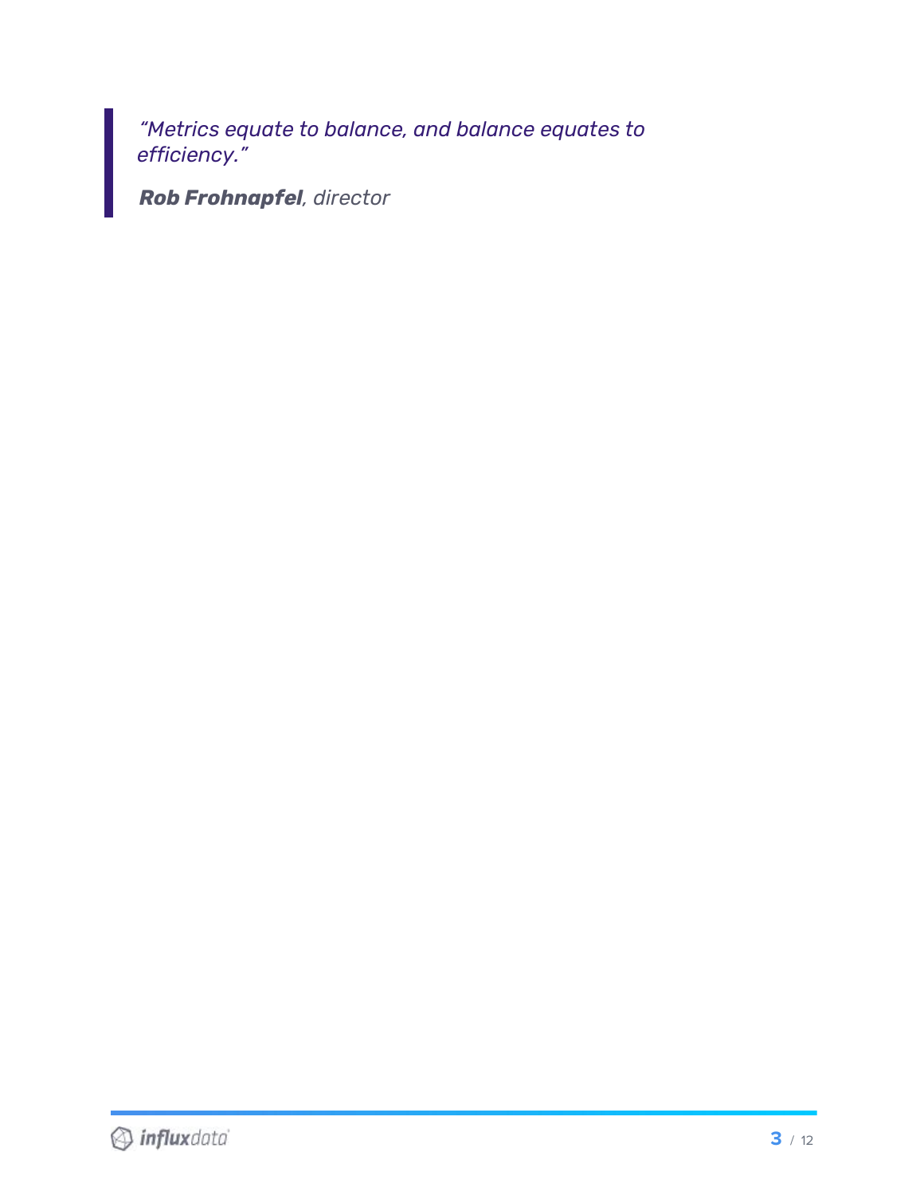> *"Metrics equate to balance, and balance equates to efficiency."*
>
> ***Rob Frohnapfel****, director*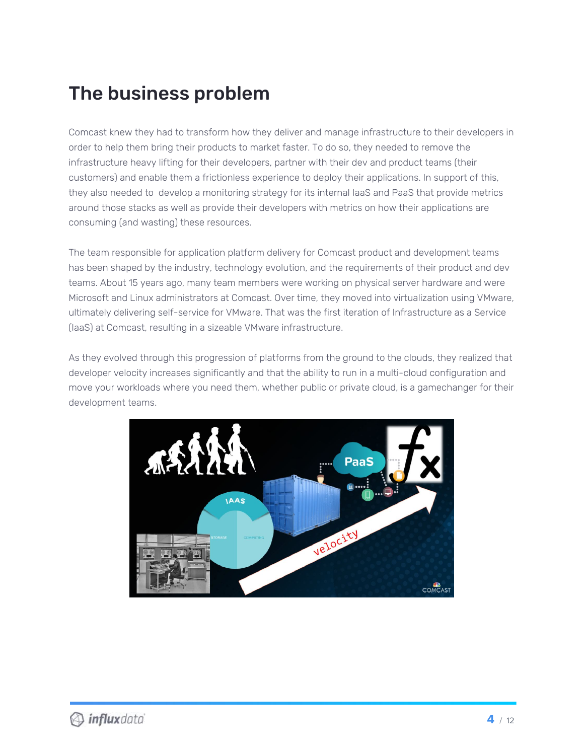# The business problem

Comcast knew they had to transform how they deliver and manage infrastructure to their developers in order to help them bring their products to market faster. To do so, they needed to remove the infrastructure heavy lifting for their developers, partner with their dev and product teams (their customers) and enable them a frictionless experience to deploy their applications. In support of this, they also needed to develop a monitoring strategy for its internal IaaS and PaaS that provide metrics around those stacks as well as provide their developers with metrics on how their applications are consuming (and wasting) these resources.

The team responsible for application platform delivery for Comcast product and development teams has been shaped by the industry, technology evolution, and the requirements of their product and dev teams. About 15 years ago, many team members were working on physical server hardware and were Microsoft and Linux administrators at Comcast. Over time, they moved into virtualization using VMware, ultimately delivering self-service for VMware. That was the first iteration of Infrastructure as a Service (IaaS) at Comcast, resulting in a sizeable VMware infrastructure.

As they evolved through this progression of platforms from the ground to the clouds, they realized that developer velocity increases significantly and that the ability to run in a multi-cloud configuration and move your workloads where you need them, whether public or private cloud, is a gamechanger for their development teams.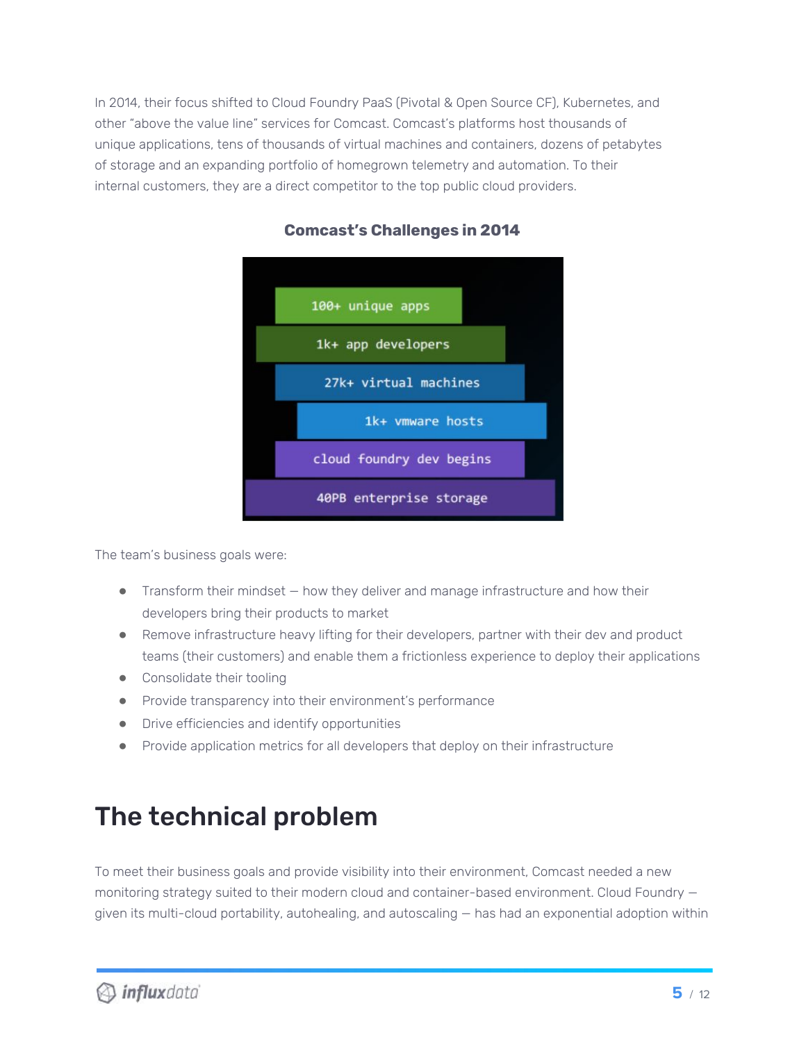In 2014, their focus shifted to Cloud Foundry PaaS (Pivotal & Open Source CF), Kubernetes, and other "above the value line" services for Comcast. Comcast's platforms host thousands of unique applications, tens of thousands of virtual machines and containers, dozens of petabytes of storage and an expanding portfolio of homegrown telemetry and automation. To their internal customers, they are a direct competitor to the top public cloud providers.

**Comcast's Challenges in 2014**

- 100+ unique apps
- 1k+ app developers
- 27k+ virtual machines
- 1k+ vmware hosts
- cloud foundry dev begins
- 40PB enterprise storage

The team's business goals were:

- Transform their mindset — how they deliver and manage infrastructure and how their developers bring their products to market
- Remove infrastructure heavy lifting for their developers, partner with their dev and product teams (their customers) and enable them a frictionless experience to deploy their applications
- Consolidate their tooling
- Provide transparency into their environment's performance
- Drive efficiencies and identify opportunities
- Provide application metrics for all developers that deploy on their infrastructure

# The technical problem

To meet their business goals and provide visibility into their environment, Comcast needed a new monitoring strategy suited to their modern cloud and container-based environment. Cloud Foundry — given its multi-cloud portability, autohealing, and autoscaling — has had an exponential adoption within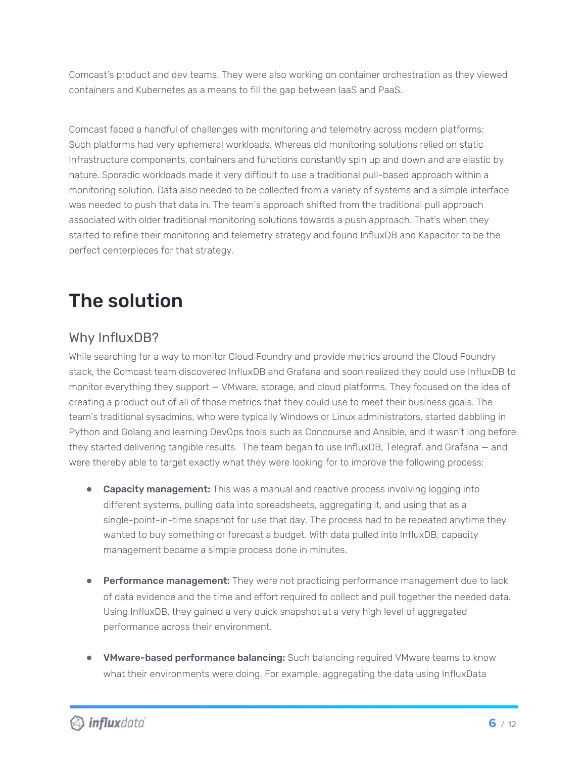Comcast's product and dev teams. They were also working on container orchestration as they viewed containers and Kubernetes as a means to fill the gap between IaaS and PaaS.

Comcast faced a handful of challenges with monitoring and telemetry across modern platforms: Such platforms had very ephemeral workloads. Whereas old monitoring solutions relied on static infrastructure components, containers and functions constantly spin up and down and are elastic by nature. Sporadic workloads made it very difficult to use a traditional pull-based approach within a monitoring solution. Data also needed to be collected from a variety of systems and a simple interface was needed to push that data in. The team's approach shifted from the traditional pull approach associated with older traditional monitoring solutions towards a push approach. That's when they started to refine their monitoring and telemetry strategy and found InfluxDB and Kapacitor to be the perfect centerpieces for that strategy.

# The solution

## Why InfluxDB?

While searching for a way to monitor Cloud Foundry and provide metrics around the Cloud Foundry stack, the Comcast team discovered InfluxDB and Grafana and soon realized they could use InfluxDB to monitor everything they support — VMware, storage, and cloud platforms. They focused on the idea of creating a product out of all of those metrics that they could use to meet their business goals. The team's traditional sysadmins, who were typically Windows or Linux administrators, started dabbling in Python and Golang and learning DevOps tools such as Concourse and Ansible, and it wasn't long before they started delivering tangible results. The team began to use InfluxDB, Telegraf, and Grafana — and were thereby able to target exactly what they were looking for to improve the following process:

- **Capacity management:** This was a manual and reactive process involving logging into different systems, pulling data into spreadsheets, aggregating it, and using that as a single-point-in-time snapshot for use that day. The process had to be repeated anytime they wanted to buy something or forecast a budget. With data pulled into InfluxDB, capacity management became a simple process done in minutes.

- **Performance management:** They were not practicing performance management due to lack of data evidence and the time and effort required to collect and pull together the needed data. Using InfluxDB, they gained a very quick snapshot at a very high level of aggregated performance across their environment.

- **VMware-based performance balancing:** Such balancing required VMware teams to know what their environments were doing. For example, aggregating the data using InfluxData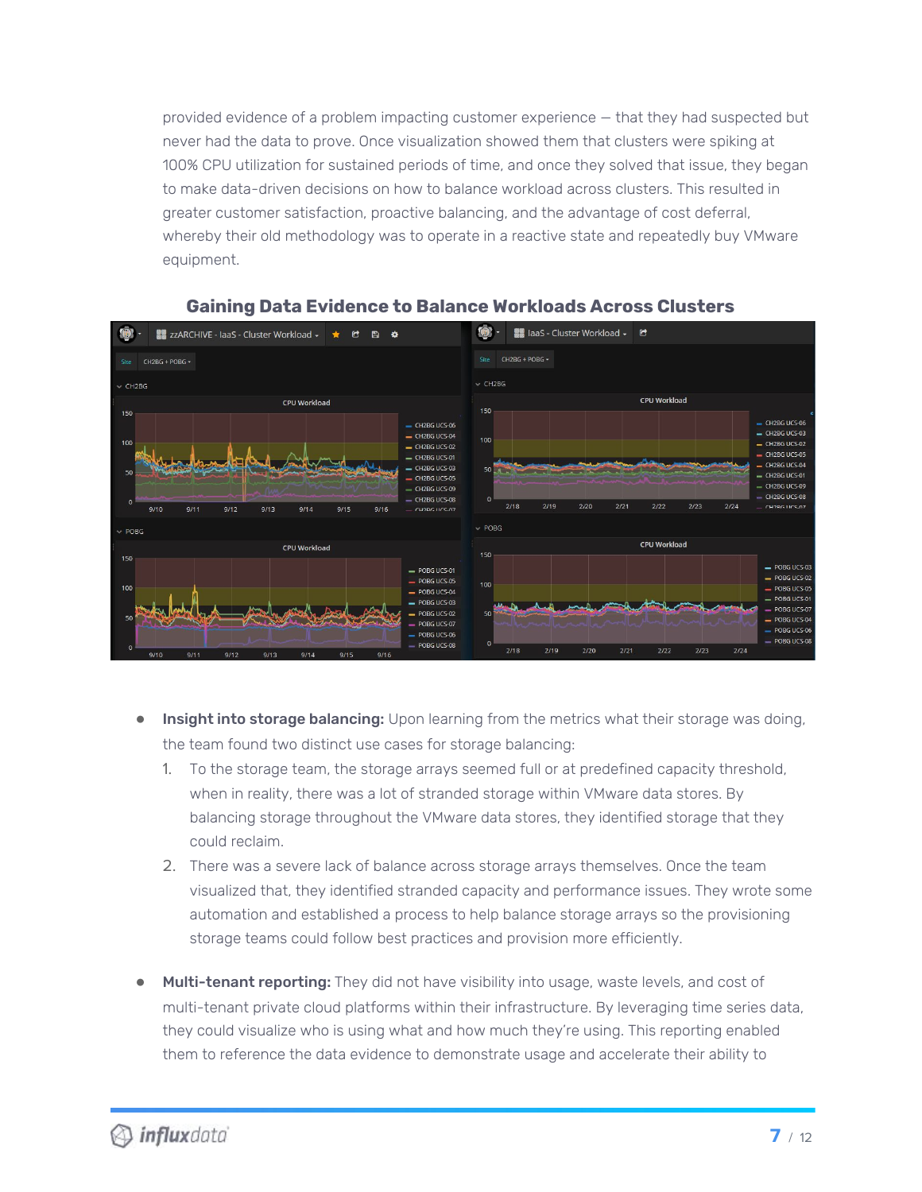provided evidence of a problem impacting customer experience — that they had suspected but never had the data to prove. Once visualization showed them that clusters were spiking at 100% CPU utilization for sustained periods of time, and once they solved that issue, they began to make data-driven decisions on how to balance workload across clusters. This resulted in greater customer satisfaction, proactive balancing, and the advantage of cost deferral, whereby their old methodology was to operate in a reactive state and repeatedly buy VMware equipment.

### Gaining Data Evidence to Balance Workloads Across Clusters

- **Insight into storage balancing:** Upon learning from the metrics what their storage was doing, the team found two distinct use cases for storage balancing:
  1. To the storage team, the storage arrays seemed full or at predefined capacity threshold, when in reality, there was a lot of stranded storage within VMware data stores. By balancing storage throughout the VMware data stores, they identified storage that they could reclaim.
  2. There was a severe lack of balance across storage arrays themselves. Once the team visualized that, they identified stranded capacity and performance issues. They wrote some automation and established a process to help balance storage arrays so the provisioning storage teams could follow best practices and provision more efficiently.

- **Multi-tenant reporting:** They did not have visibility into usage, waste levels, and cost of multi-tenant private cloud platforms within their infrastructure. By leveraging time series data, they could visualize who is using what and how much they're using. This reporting enabled them to reference the data evidence to demonstrate usage and accelerate their ability to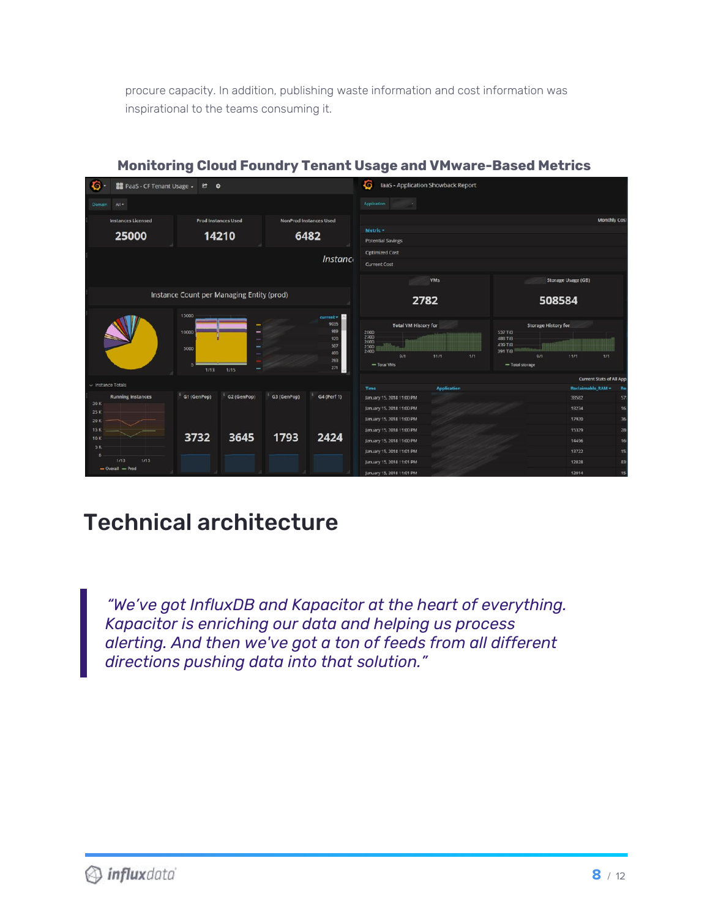procure capacity. In addition, publishing waste information and cost information was inspirational to the teams consuming it.

**Monitoring Cloud Foundry Tenant Usage and VMware-Based Metrics**

# Technical architecture

> *"We've got InfluxDB and Kapacitor at the heart of everything. Kapacitor is enriching our data and helping us process alerting. And then we've got a ton of feeds from all different directions pushing data into that solution."*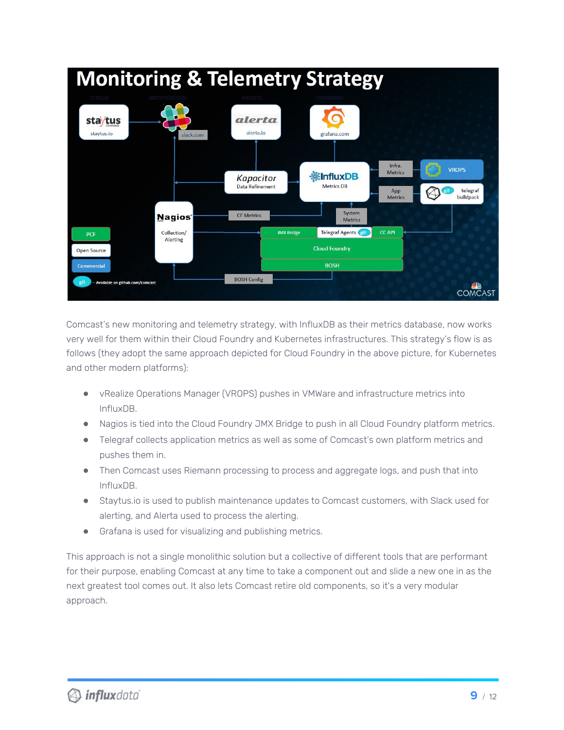Comcast's new monitoring and telemetry strategy, with InfluxDB as their metrics database, now works very well for them within their Cloud Foundry and Kubernetes infrastructures. This strategy's flow is as follows (they adopt the same approach depicted for Cloud Foundry in the above picture, for Kubernetes and other modern platforms):

- vRealize Operations Manager (VROPS) pushes in VMWare and infrastructure metrics into InfluxDB.
- Nagios is tied into the Cloud Foundry JMX Bridge to push in all Cloud Foundry platform metrics.
- Telegraf collects application metrics as well as some of Comcast's own platform metrics and pushes them in.
- Then Comcast uses Riemann processing to process and aggregate logs, and push that into InfluxDB.
- Staytus.io is used to publish maintenance updates to Comcast customers, with Slack used for alerting, and Alerta used to process the alerting.
- Grafana is used for visualizing and publishing metrics.

This approach is not a single monolithic solution but a collective of different tools that are performant for their purpose, enabling Comcast at any time to take a component out and slide a new one in as the next greatest tool comes out. It also lets Comcast retire old components, so it's a very modular approach.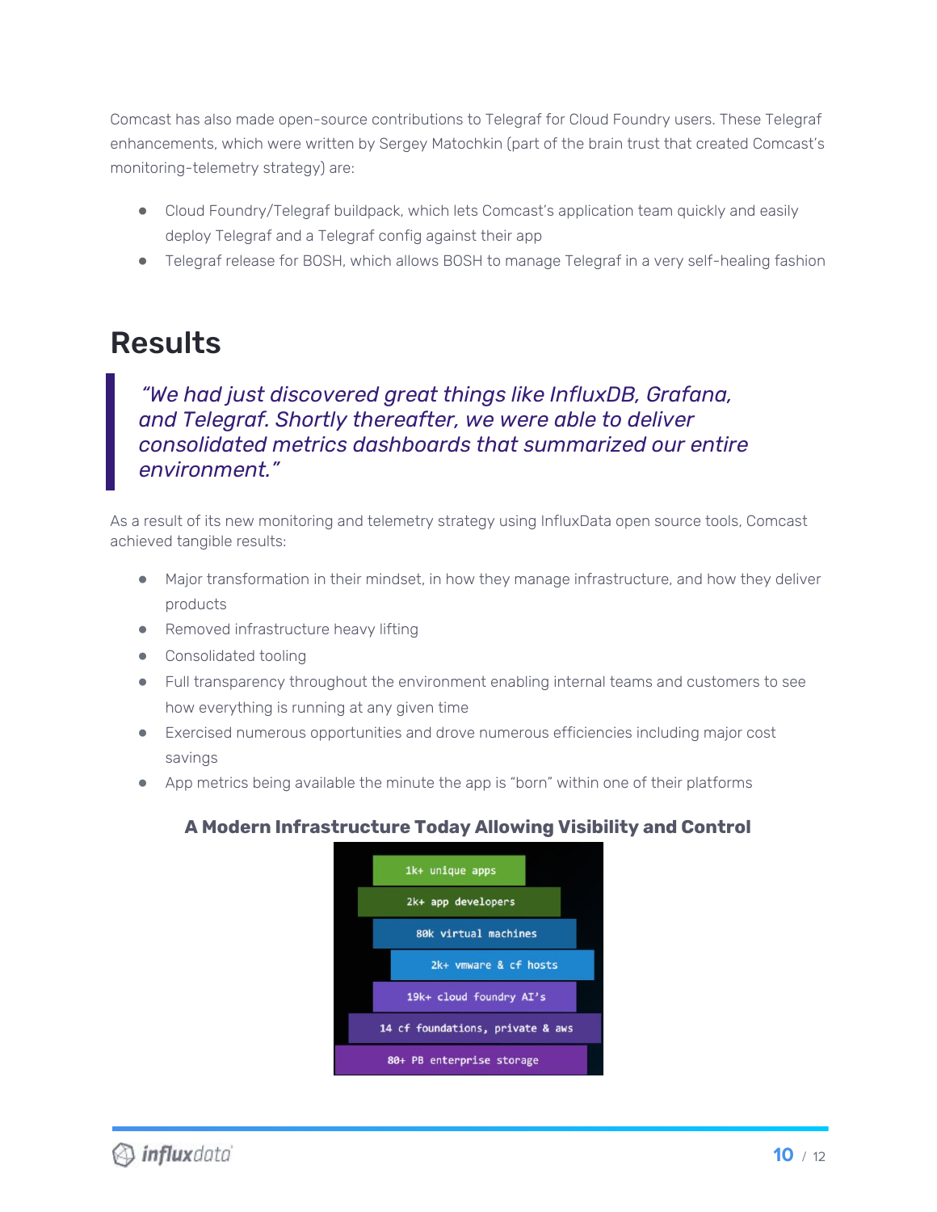Comcast has also made open-source contributions to Telegraf for Cloud Foundry users. These Telegraf enhancements, which were written by Sergey Matochkin (part of the brain trust that created Comcast's monitoring-telemetry strategy) are:

- Cloud Foundry/Telegraf buildpack, which lets Comcast's application team quickly and easily deploy Telegraf and a Telegraf config against their app
- Telegraf release for BOSH, which allows BOSH to manage Telegraf in a very self-healing fashion

# Results

> *"We had just discovered great things like InfluxDB, Grafana, and Telegraf. Shortly thereafter, we were able to deliver consolidated metrics dashboards that summarized our entire environment."*

As a result of its new monitoring and telemetry strategy using InfluxData open source tools, Comcast achieved tangible results:

- Major transformation in their mindset, in how they manage infrastructure, and how they deliver products
- Removed infrastructure heavy lifting
- Consolidated tooling
- Full transparency throughout the environment enabling internal teams and customers to see how everything is running at any given time
- Exercised numerous opportunities and drove numerous efficiencies including major cost savings
- App metrics being available the minute the app is "born" within one of their platforms

**A Modern Infrastructure Today Allowing Visibility and Control**

1k+ unique apps
2k+ app developers
80k virtual machines
2k+ vmware & cf hosts
19k+ cloud foundry AI's
14 cf foundations, private & aws
80+ PB enterprise storage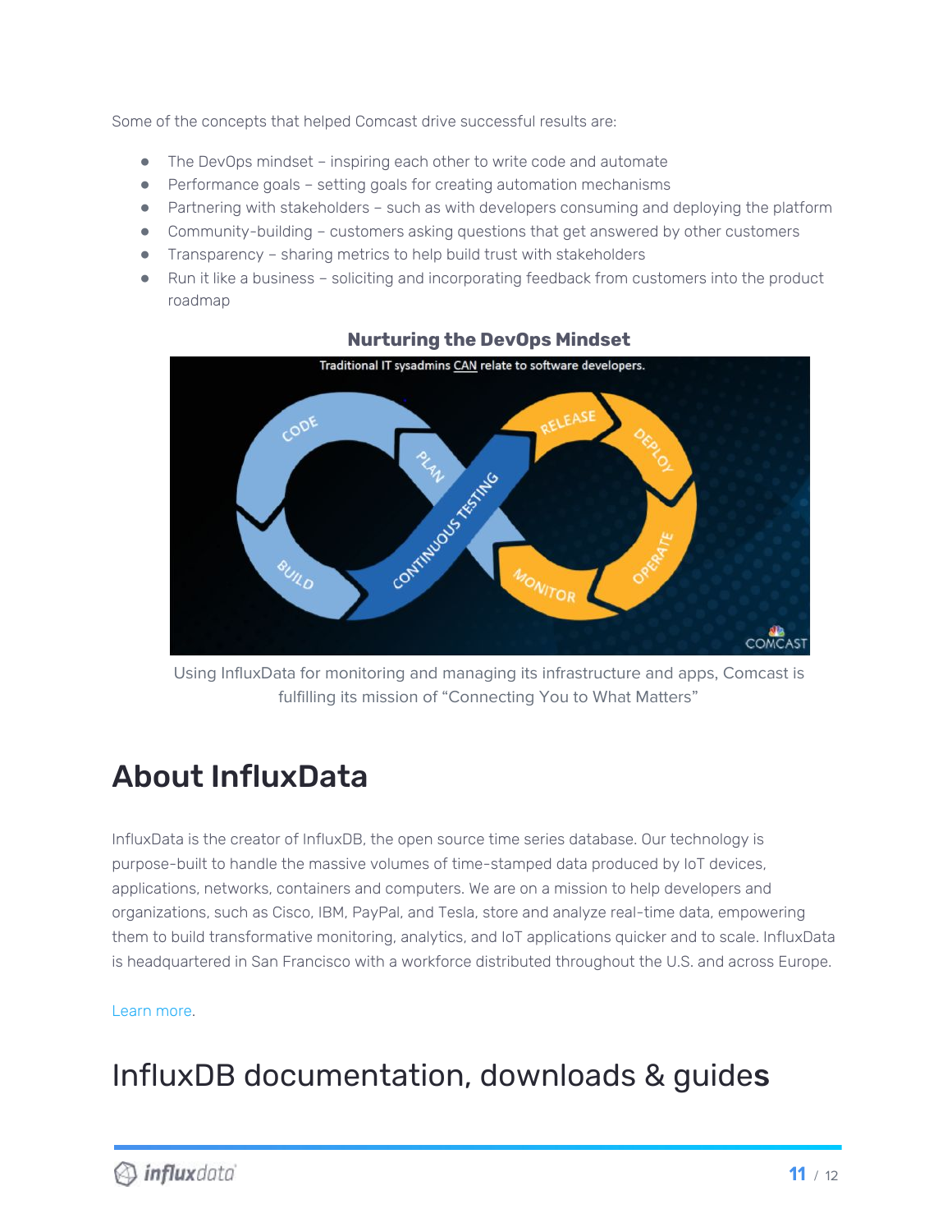Some of the concepts that helped Comcast drive successful results are:

- The DevOps mindset – inspiring each other to write code and automate
- Performance goals – setting goals for creating automation mechanisms
- Partnering with stakeholders – such as with developers consuming and deploying the platform
- Community-building – customers asking questions that get answered by other customers
- Transparency – sharing metrics to help build trust with stakeholders
- Run it like a business – soliciting and incorporating feedback from customers into the product roadmap

**Nurturing the DevOps Mindset**

Using InfluxData for monitoring and managing its infrastructure and apps, Comcast is fulfilling its mission of "Connecting You to What Matters"

# About InfluxData

InfluxData is the creator of InfluxDB, the open source time series database. Our technology is purpose-built to handle the massive volumes of time-stamped data produced by IoT devices, applications, networks, containers and computers. We are on a mission to help developers and organizations, such as Cisco, IBM, PayPal, and Tesla, store and analyze real-time data, empowering them to build transformative monitoring, analytics, and IoT applications quicker and to scale. InfluxData is headquartered in San Francisco with a workforce distributed throughout the U.S. and across Europe.

Learn more.

# InfluxDB documentation, downloads & guides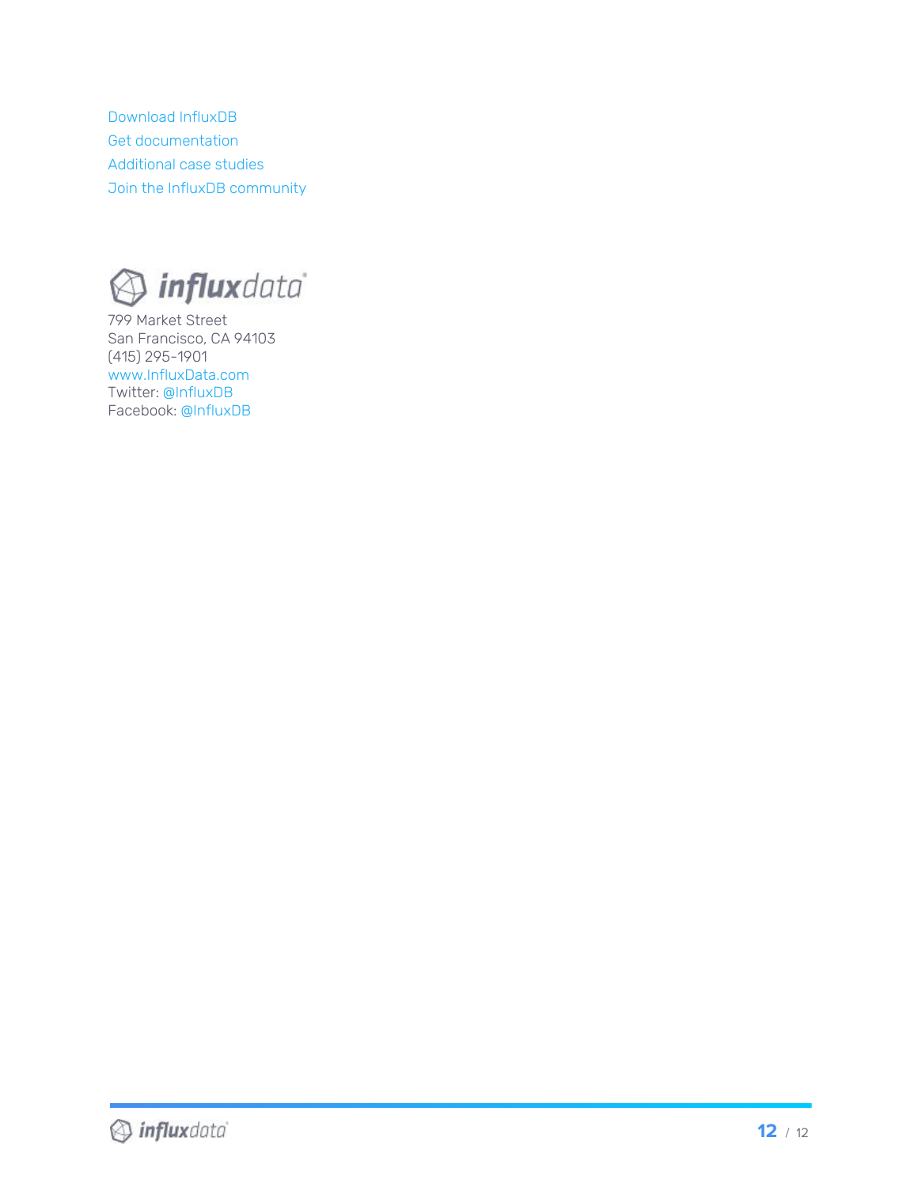Download InfluxDB
Get documentation
Additional case studies
Join the InfluxDB community

influxdata

799 Market Street
San Francisco, CA 94103
(415) 295-1901
www.InfluxData.com
Twitter: @InfluxDB
Facebook: @InfluxDB